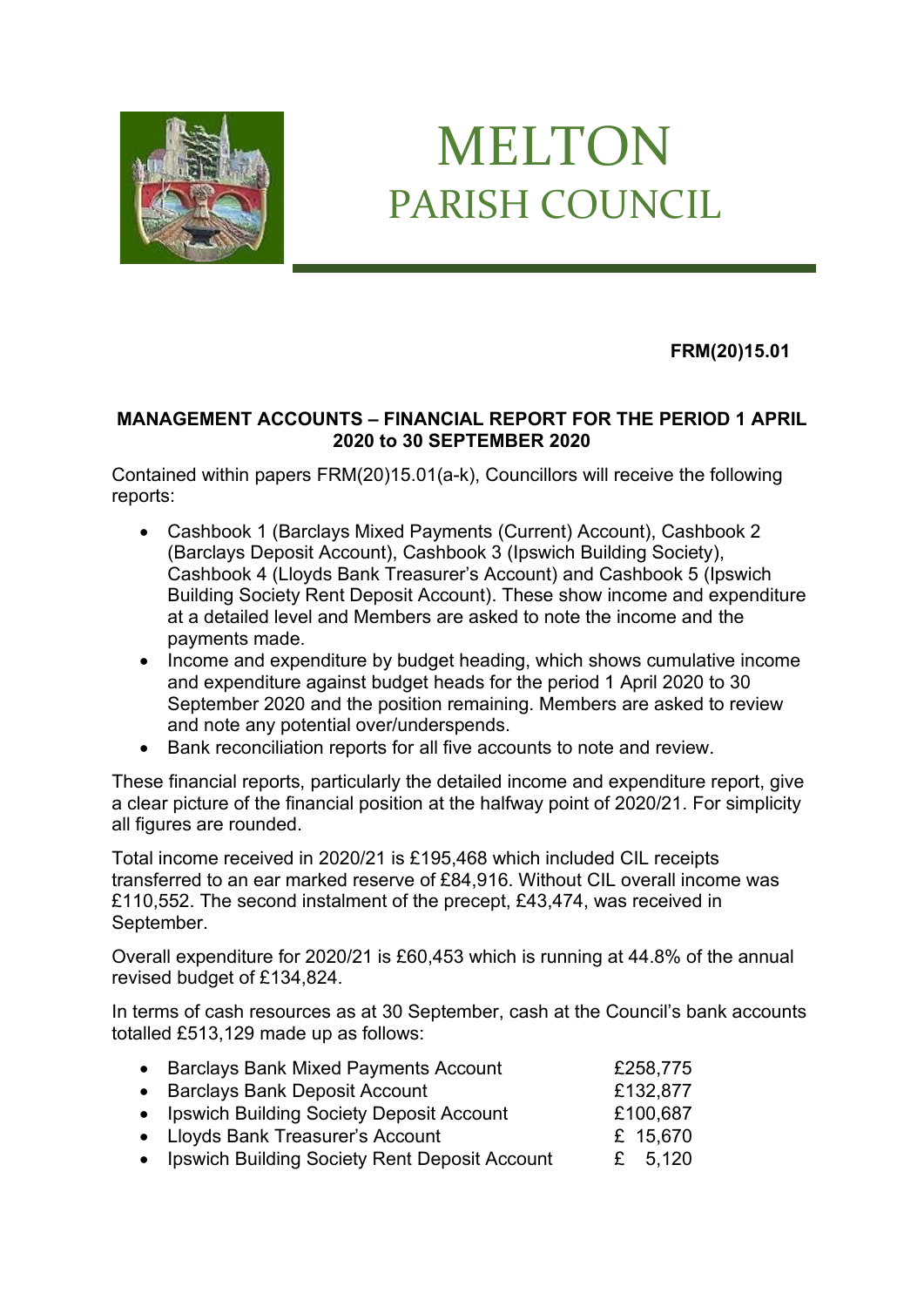# MELTON
## PARISH COUNCIL

**FRM(20)15.01**

**MANAGEMENT ACCOUNTS – FINANCIAL REPORT FOR THE PERIOD 1 APRIL 2020 to 30 SEPTEMBER 2020**

Contained within papers FRM(20)15.01(a-k), Councillors will receive the following reports:

- Cashbook 1 (Barclays Mixed Payments (Current) Account), Cashbook 2 (Barclays Deposit Account), Cashbook 3 (Ipswich Building Society), Cashbook 4 (Lloyds Bank Treasurer's Account) and Cashbook 5 (Ipswich Building Society Rent Deposit Account). These show income and expenditure at a detailed level and Members are asked to note the income and the payments made.
- Income and expenditure by budget heading, which shows cumulative income and expenditure against budget heads for the period 1 April 2020 to 30 September 2020 and the position remaining. Members are asked to review and note any potential over/underspends.
- Bank reconciliation reports for all five accounts to note and review.

These financial reports, particularly the detailed income and expenditure report, give a clear picture of the financial position at the halfway point of 2020/21. For simplicity all figures are rounded.

Total income received in 2020/21 is £195,468 which included CIL receipts transferred to an ear marked reserve of £84,916. Without CIL overall income was £110,552. The second instalment of the precept, £43,474, was received in September.

Overall expenditure for 2020/21 is £60,453 which is running at 44.8% of the annual revised budget of £134,824.

In terms of cash resources as at 30 September, cash at the Council's bank accounts totalled £513,129 made up as follows:

- Barclays Bank Mixed Payments Account £258,775
- Barclays Bank Deposit Account £132,877
- Ipswich Building Society Deposit Account £100,687
- Lloyds Bank Treasurer's Account £ 15,670
- Ipswich Building Society Rent Deposit Account £ 5,120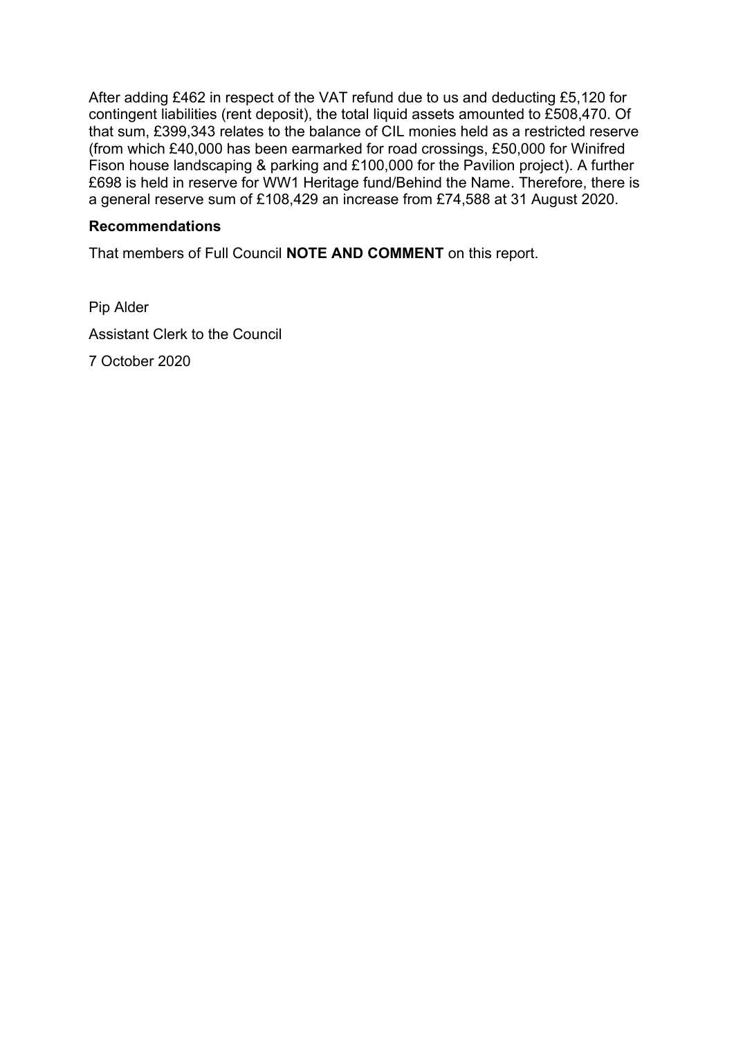After adding £462 in respect of the VAT refund due to us and deducting £5,120 for contingent liabilities (rent deposit), the total liquid assets amounted to £508,470. Of that sum, £399,343 relates to the balance of CIL monies held as a restricted reserve (from which £40,000 has been earmarked for road crossings, £50,000 for Winifred Fison house landscaping & parking and £100,000 for the Pavilion project). A further £698 is held in reserve for WW1 Heritage fund/Behind the Name. Therefore, there is a general reserve sum of £108,429 an increase from £74,588 at 31 August 2020.

**Recommendations**

That members of Full Council **NOTE AND COMMENT** on this report.

Pip Alder

Assistant Clerk to the Council

7 October 2020